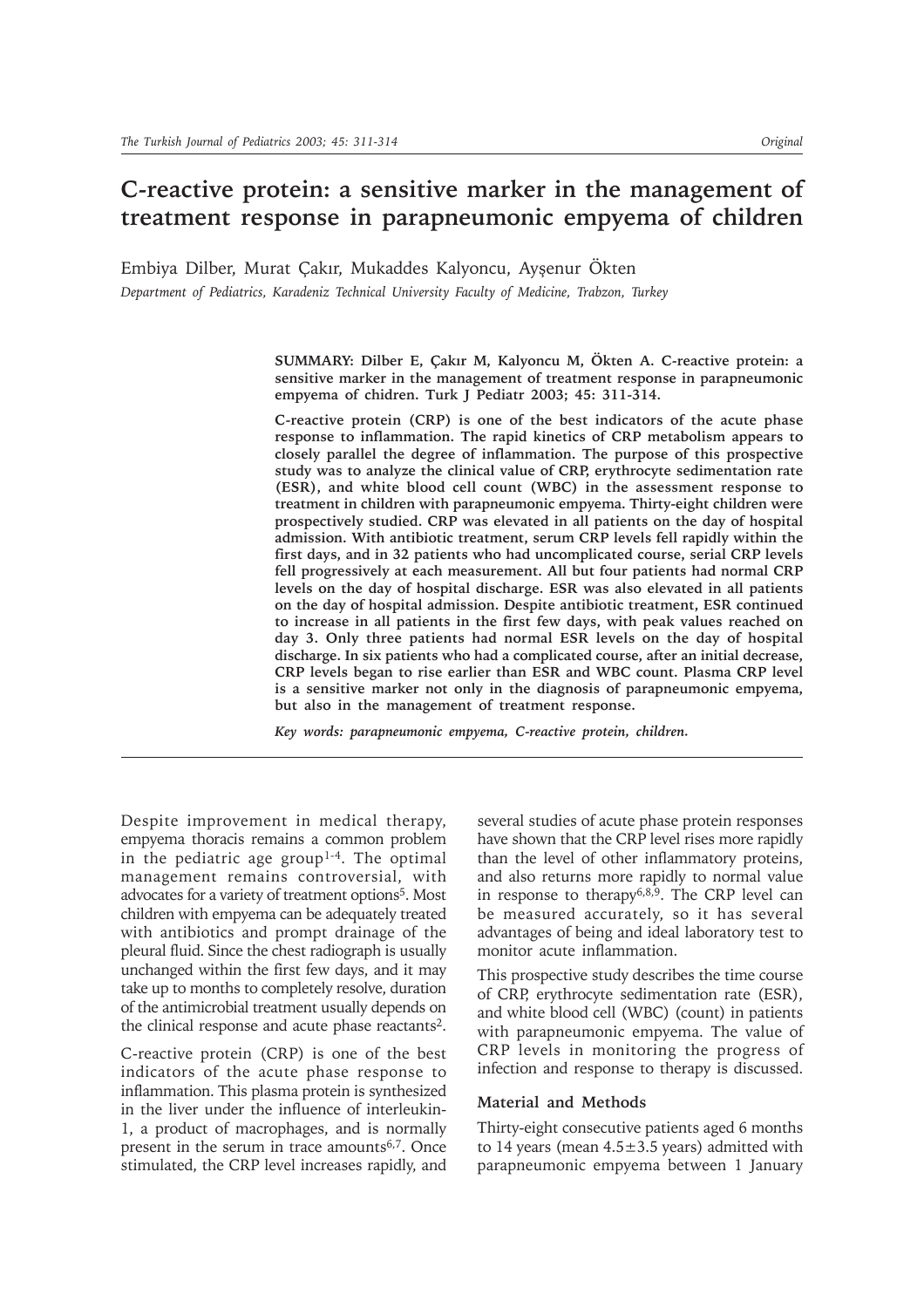# C-reactive protein: a sensitive marker in the management of treatment response in parapneumonic empyema of children

Embiya Dilber, Murat Çakır, Mukaddes Kalyoncu, Ayşenur Ökten

*Department of Pediatrics, Karadeniz Technical University Faculty of Medicine, Trabzon, Turkey*

**SUMMARY: Dilber E, Çakır M, Kalyoncu M, Ökten A. C-reactive protein: a sensitive marker in the management of treatment response in parapneumonic empyema of chidren. Turk J Pediatr 2003; 45: 311-314.**

**C-reactive protein (CRP) is one of the best indicators of the acute phase response to inflammation. The rapid kinetics of CRP metabolism appears to closely parallel the degree of inflammation. The purpose of this prospective study was to analyze the clinical value of CRP, erythrocyte sedimentation rate (ESR), and white blood cell count (WBC) in the assessment response to treatment in children with parapneumonic empyema. Thirty-eight children were prospectively studied. CRP was elevated in all patients on the day of hospital admission. With antibiotic treatment, serum CRP levels fell rapidly within the first days, and in 32 patients who had uncomplicated course, serial CRP levels fell progressively at each measurement. All but four patients had normal CRP levels on the day of hospital discharge. ESR was also elevated in all patients on the day of hospital admission. Despite antibiotic treatment, ESR continued to increase in all patients in the first few days, with peak values reached on day 3. Only three patients had normal ESR levels on the day of hospital discharge. In six patients who had a complicated course, after an initial decrease, CRP levels began to rise earlier than ESR and WBC count. Plasma CRP level is a sensitive marker not only in the diagnosis of parapneumonic empyema, but also in the management of treatment response.**

***Key words: parapneumonic empyema, C-reactive protein, children.***

---

Despite improvement in medical therapy, empyema thoracis remains a common problem in the pediatric age group[1-4]. The optimal management remains controversial, with advocates for a variety of treatment options[5]. Most children with empyema can be adequately treated with antibiotics and prompt drainage of the pleural fluid. Since the chest radiograph is usually unchanged within the first few days, and it may take up to months to completely resolve, duration of the antimicrobial treatment usually depends on the clinical response and acute phase reactants[2].

C-reactive protein (CRP) is one of the best indicators of the acute phase response to inflammation. This plasma protein is synthesized in the liver under the influence of interleukin-1, a product of macrophages, and is normally present in the serum in trace amounts[6,7]. Once stimulated, the CRP level increases rapidly, and several studies of acute phase protein responses have shown that the CRP level rises more rapidly than the level of other inflammatory proteins, and also returns more rapidly to normal value in response to therapy[6,8,9]. The CRP level can be measured accurately, so it has several advantages of being and ideal laboratory test to monitor acute inflammation.

This prospective study describes the time course of CRP, erythrocyte sedimentation rate (ESR), and white blood cell (WBC) (count) in patients with parapneumonic empyema. The value of CRP levels in monitoring the progress of infection and response to therapy is discussed.

## Material and Methods

Thirty-eight consecutive patients aged 6 months to 14 years (mean 4.5±3.5 years) admitted with parapneumonic empyema between 1 January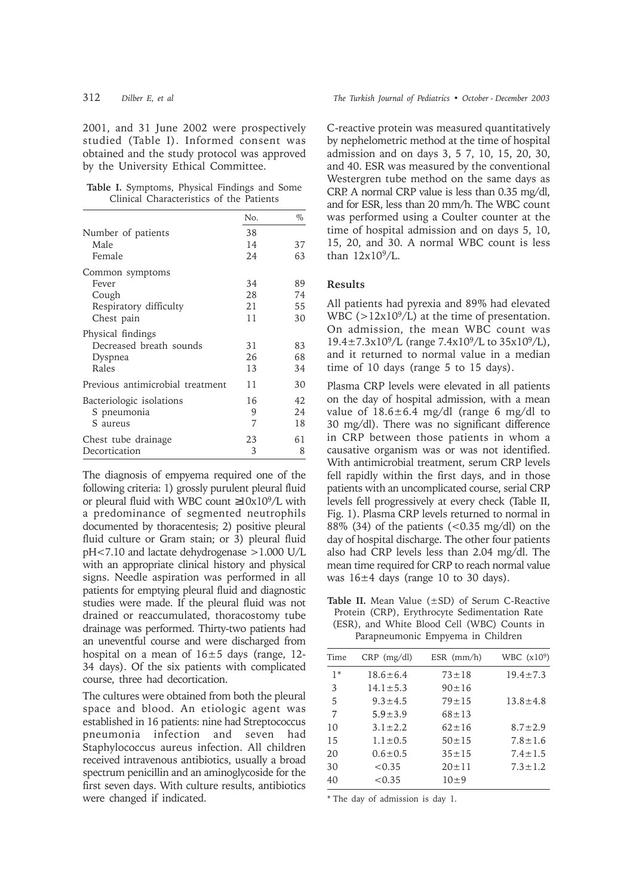2001, and 31 June 2002 were prospectively studied (Table I). Informed consent was obtained and the study protocol was approved by the University Ethical Committee.

**Table I.** Symptoms, Physical Findings and Some Clinical Characteristics of the Patients

| | No. | % |
|---|---|---|
| Number of patients | 38 | |
| Male | 14 | 37 |
| Female | 24 | 63 |
| Common symptoms | | |
| Fever | 34 | 89 |
| Cough | 28 | 74 |
| Respiratory difficulty | 21 | 55 |
| Chest pain | 11 | 30 |
| Physical findings | | |
| Decreased breath sounds | 31 | 83 |
| Dyspnea | 26 | 68 |
| Rales | 13 | 34 |
| Previous antimicrobial treatment | 11 | 30 |
| Bacteriologic isolations | 16 | 42 |
| S pneumonia | 9 | 24 |
| S aureus | 7 | 18 |
| Chest tube drainage | 23 | 61 |
| Decortication | 3 | 8 |

The diagnosis of empyema required one of the following criteria: 1) grossly purulent pleural fluid or pleural fluid with WBC count $\geq 10 \times 10^9$/L with a predominance of segmented neutrophils documented by thoracentesis; 2) positive pleural fluid culture or Gram stain; or 3) pleural fluid pH<7.10 and lactate dehydrogenase >1.000 U/L with an appropriate clinical history and physical signs. Needle aspiration was performed in all patients for emptying pleural fluid and diagnostic studies were made. If the pleural fluid was not drained or reaccumulated, thoracostomy tube drainage was performed. Thirty-two patients had an uneventful course and were discharged from hospital on a mean of 16±5 days (range, 12-34 days). Of the six patients with complicated course, three had decortication.

The cultures were obtained from both the pleural space and blood. An etiologic agent was established in 16 patients: nine had Streptococcus pneumonia infection and seven had Staphylococcus aureus infection. All children received intravenous antibiotics, usually a broad spectrum penicillin and an aminoglycoside for the first seven days. With culture results, antibiotics were changed if indicated.

C-reactive protein was measured quantitatively by nephelometric method at the time of hospital admission and on days 3, 5 7, 10, 15, 20, 30, and 40. ESR was measured by the conventional Westergren tube method on the same days as CRP. A normal CRP value is less than 0.35 mg/dl, and for ESR, less than 20 mm/h. The WBC count was performed using a Coulter counter at the time of hospital admission and on days 5, 10, 15, 20, and 30. A normal WBC count is less than $12 \times 10^9$/L.

## Results

All patients had pyrexia and 89% had elevated WBC ($>12 \times 10^9$/L) at the time of presentation. On admission, the mean WBC count was $19.4 \pm 7.3 \times 10^9$/L (range $7.4 \times 10^9$/L to $35 \times 10^9$/L), and it returned to normal value in a median time of 10 days (range 5 to 15 days).

Plasma CRP levels were elevated in all patients on the day of hospital admission, with a mean value of 18.6±6.4 mg/dl (range 6 mg/dl to 30 mg/dl). There was no significant difference in CRP between those patients in whom a causative organism was or was not identified. With antimicrobial treatment, serum CRP levels fell rapidly within the first days, and in those patients with an uncomplicated course, serial CRP levels fell progressively at every check (Table II, Fig. 1). Plasma CRP levels returned to normal in 88% (34) of the patients (<0.35 mg/dl) on the day of hospital discharge. The other four patients also had CRP levels less than 2.04 mg/dl. The mean time required for CRP to reach normal value was 16±4 days (range 10 to 30 days).

**Table II.** Mean Value (±SD) of Serum C-Reactive Protein (CRP), Erythrocyte Sedimentation Rate (ESR), and White Blood Cell (WBC) Counts in Parapneumonic Empyema in Children

| Time | CRP (mg/dl) | ESR (mm/h) | WBC ($\times 10^9$) |
|---|---|---|---|
| 1* | 18.6±6.4 | 73±18 | 19.4±7.3 |
| 3 | 14.1±5.3 | 90±16 | |
| 5 | 9.3±4.5 | 79±15 | 13.8±4.8 |
| 7 | 5.9±3.9 | 68±13 | |
| 10 | 3.1±2.2 | 62±16 | 8.7±2.9 |
| 15 | 1.1±0.5 | 50±15 | 7.8±1.6 |
| 20 | 0.6±0.5 | 35±15 | 7.4±1.5 |
| 30 | <0.35 | 20±11 | 7.3±1.2 |
| 40 | <0.35 | 10±9 | |

\* The day of admission is day 1.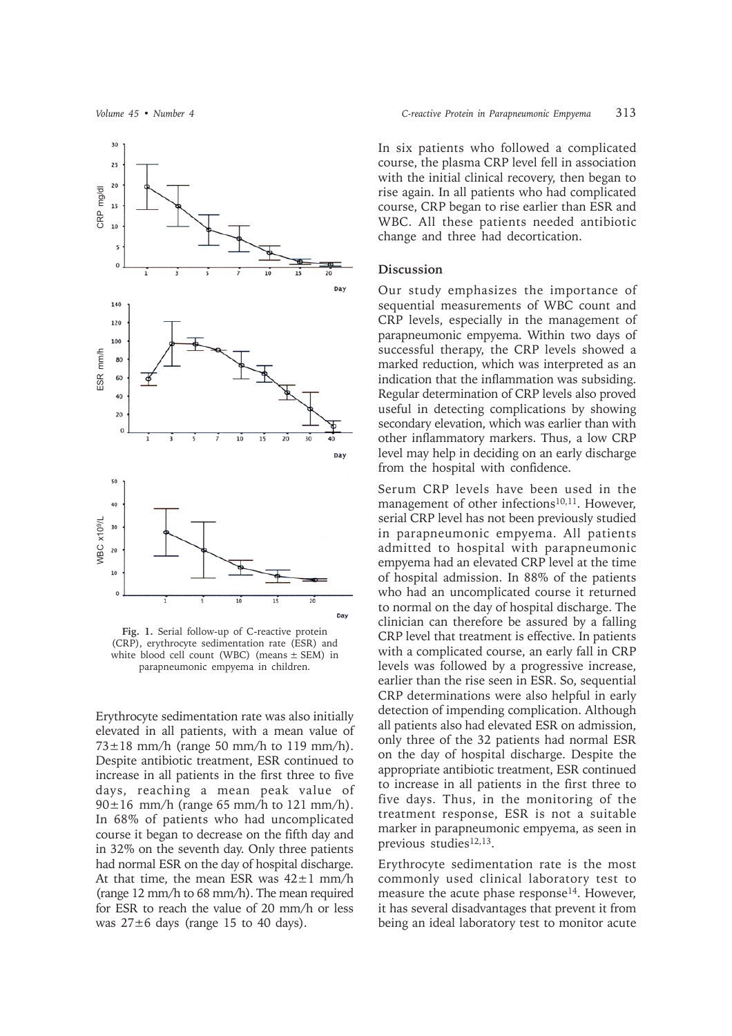Fig. 1. Serial follow-up of C-reactive protein (CRP), erythrocyte sedimentation rate (ESR) and white blood cell count (WBC) (means ± SEM) in parapneumonic empyema in children.

Erythrocyte sedimentation rate was also initially elevated in all patients, with a mean value of 73±18 mm/h (range 50 mm/h to 119 mm/h). Despite antibiotic treatment, ESR continued to increase in all patients in the first three to five days, reaching a mean peak value of 90±16 mm/h (range 65 mm/h to 121 mm/h). In 68% of patients who had uncomplicated course it began to decrease on the fifth day and in 32% on the seventh day. Only three patients had normal ESR on the day of hospital discharge. At that time, the mean ESR was 42±1 mm/h (range 12 mm/h to 68 mm/h). The mean required for ESR to reach the value of 20 mm/h or less was 27±6 days (range 15 to 40 days).

In six patients who followed a complicated course, the plasma CRP level fell in association with the initial clinical recovery, then began to rise again. In all patients who had complicated course, CRP began to rise earlier than ESR and WBC. All these patients needed antibiotic change and three had decortication.

## Discussion

Our study emphasizes the importance of sequential measurements of WBC count and CRP levels, especially in the management of parapneumonic empyema. Within two days of successful therapy, the CRP levels showed a marked reduction, which was interpreted as an indication that the inflammation was subsiding. Regular determination of CRP levels also proved useful in detecting complications by showing secondary elevation, which was earlier than with other inflammatory markers. Thus, a low CRP level may help in deciding on an early discharge from the hospital with confidence.

Serum CRP levels have been used in the management of other infections[10,11]. However, serial CRP level has not been previously studied in parapneumonic empyema. All patients admitted to hospital with parapneumonic empyema had an elevated CRP level at the time of hospital admission. In 88% of the patients who had an uncomplicated course it returned to normal on the day of hospital discharge. The clinician can therefore be assured by a falling CRP level that treatment is effective. In patients with a complicated course, an early fall in CRP levels was followed by a progressive increase, earlier than the rise seen in ESR. So, sequential CRP determinations were also helpful in early detection of impending complication. Although all patients also had elevated ESR on admission, only three of the 32 patients had normal ESR on the day of hospital discharge. Despite the appropriate antibiotic treatment, ESR continued to increase in all patients in the first three to five days. Thus, in the monitoring of the treatment response, ESR is not a suitable marker in parapneumonic empyema, as seen in previous studies[12,13].

Erythrocyte sedimentation rate is the most commonly used clinical laboratory test to measure the acute phase response[14]. However, it has several disadvantages that prevent it from being an ideal laboratory test to monitor acute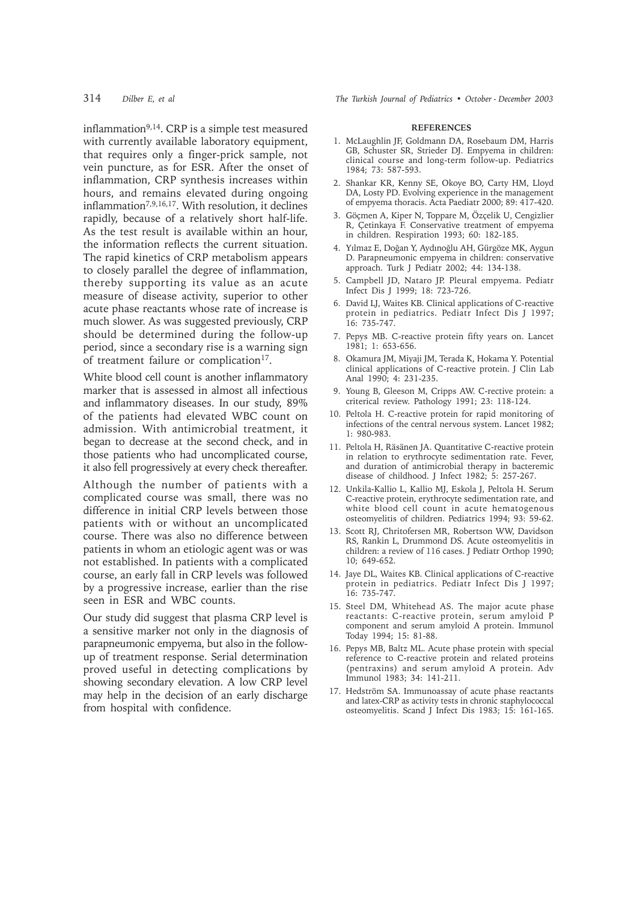inflammation[9,14]. CRP is a simple test measured with currently available laboratory equipment, that requires only a finger-prick sample, not vein puncture, as for ESR. After the onset of inflammation, CRP synthesis increases within hours, and remains elevated during ongoing inflammation[7,9,16,17]. With resolution, it declines rapidly, because of a relatively short half-life. As the test result is available within an hour, the information reflects the current situation. The rapid kinetics of CRP metabolism appears to closely parallel the degree of inflammation, thereby supporting its value as an acute measure of disease activity, superior to other acute phase reactants whose rate of increase is much slower. As was suggested previously, CRP should be determined during the follow-up period, since a secondary rise is a warning sign of treatment failure or complication[17].

White blood cell count is another inflammatory marker that is assessed in almost all infectious and inflammatory diseases. In our study, 89% of the patients had elevated WBC count on admission. With antimicrobial treatment, it began to decrease at the second check, and in those patients who had uncomplicated course, it also fell progressively at every check thereafter.

Although the number of patients with a complicated course was small, there was no difference in initial CRP levels between those patients with or without an uncomplicated course. There was also no difference between patients in whom an etiologic agent was or was not established. In patients with a complicated course, an early fall in CRP levels was followed by a progressive increase, earlier than the rise seen in ESR and WBC counts.

Our study did suggest that plasma CRP level is a sensitive marker not only in the diagnosis of parapneumonic empyema, but also in the follow-up of treatment response. Serial determination proved useful in detecting complications by showing secondary elevation. A low CRP level may help in the decision of an early discharge from hospital with confidence.

## REFERENCES

1. McLaughlin JF, Goldmann DA, Rosebaum DM, Harris GB, Schuster SR, Strieder DJ. Empyema in children: clinical course and long-term follow-up. Pediatrics 1984; 73: 587-593.
2. Shankar KR, Kenny SE, Okoye BO, Carty HM, Lloyd DA, Losty PD. Evolving experience in the management of empyema thoracis. Acta Paediatr 2000; 89: 417-420.
3. Göçmen A, Kiper N, Toppare M, Özçelik U, Cengizlier R, Çetinkaya F. Conservative treatment of empyema in children. Respiration 1993; 60: 182-185.
4. Yılmaz E, Doğan Y, Aydınoğlu AH, Gürgöze MK, Aygun D. Parapneumonic empyema in children: conservative approach. Turk J Pediatr 2002; 44: 134-138.
5. Campbell JD, Nataro JP. Pleural empyema. Pediatr Infect Dis J 1999; 18: 723-726.
6. David LJ, Waites KB. Clinical applications of C-reactive protein in pediatrics. Pediatr Infect Dis J 1997; 16: 735-747.
7. Pepys MB. C-reactive protein fifty years on. Lancet 1981; 1: 653-656.
8. Okamura JM, Miyaji JM, Terada K, Hokama Y. Potential clinical applications of C-reactive protein. J Clin Lab Anal 1990; 4: 231-235.
9. Young B, Gleeson M, Cripps AW. C-rective protein: a criterical review. Pathology 1991; 23: 118-124.
10. Peltola H. C-reactive protein for rapid monitoring of infections of the central nervous system. Lancet 1982; 1: 980-983.
11. Peltola H, Räsänen JA. Quantitative C-reactive protein in relation to erythrocyte sedimentation rate. Fever, and duration of antimicrobial therapy in bacteremic disease of childhood. J Infect 1982; 5: 257-267.
12. Unkila-Kallio L, Kallio MJ, Eskola J, Peltola H. Serum C-reactive protein, erythrocyte sedimentation rate, and white blood cell count in acute hematogenous osteomyelitis of children. Pediatrics 1994; 93: 59-62.
13. Scott RJ, Chritofersen MR, Robertson WW, Davidson RS, Rankin L, Drummond DS. Acute osteomyelitis in children: a review of 116 cases. J Pediatr Orthop 1990; 10; 649-652.
14. Jaye DL, Waites KB. Clinical applications of C-reactive protein in pediatrics. Pediatr Infect Dis J 1997; 16: 735-747.
15. Steel DM, Whitehead AS. The major acute phase reactants: C-reactive protein, serum amyloid P component and serum amyloid A protein. Immunol Today 1994; 15: 81-88.
16. Pepys MB, Baltz ML. Acute phase protein with special reference to C-reactive protein and related proteins (pentraxins) and serum amyloid A protein. Adv Immunol 1983; 34: 141-211.
17. Hedström SA. Immunoassay of acute phase reactants and latex-CRP as activity tests in chronic staphylococcal osteomyelitis. Scand J Infect Dis 1983; 15: 161-165.